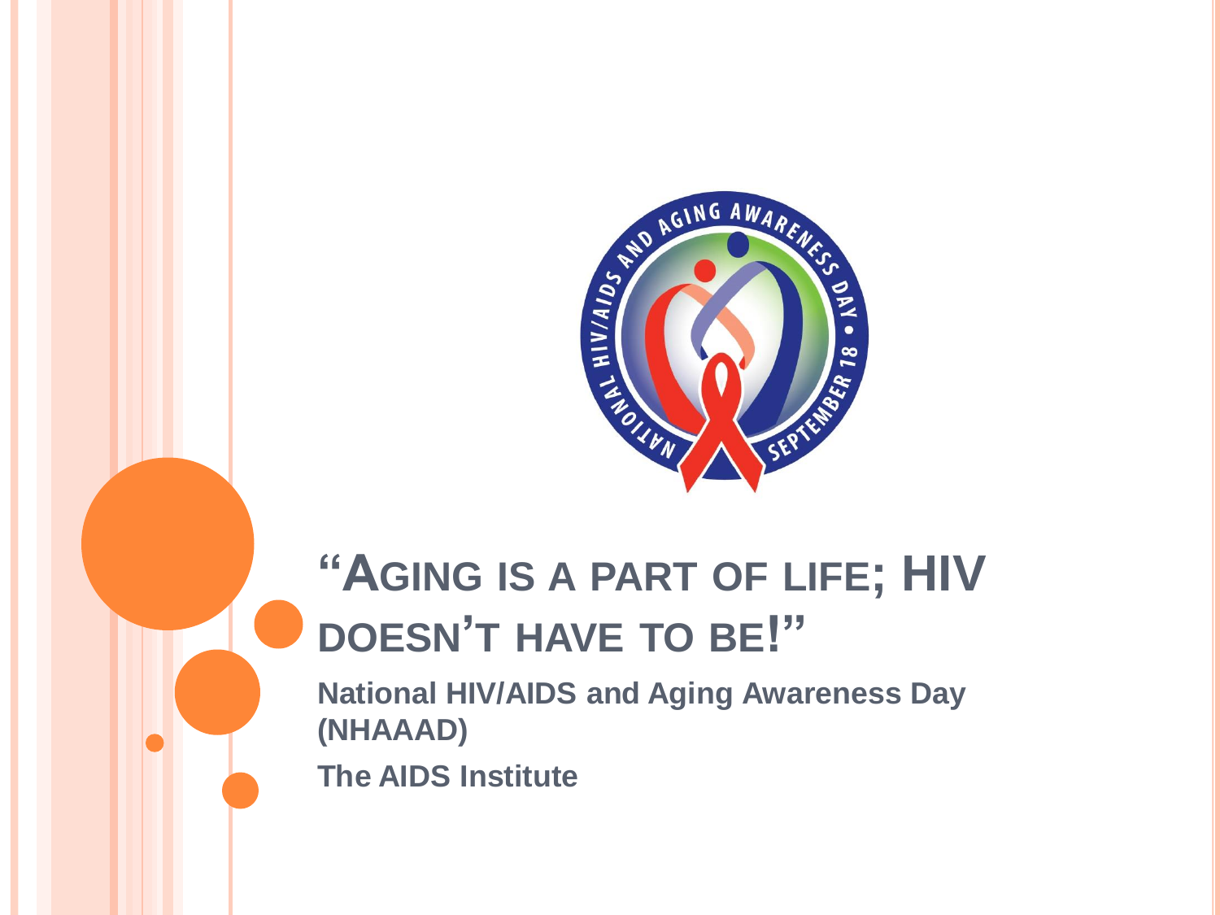# "Aging is a part of life; HIV doesn't have to be!"

**National HIV/AIDS and Aging Awareness Day (NHAAAD)**

**The AIDS Institute**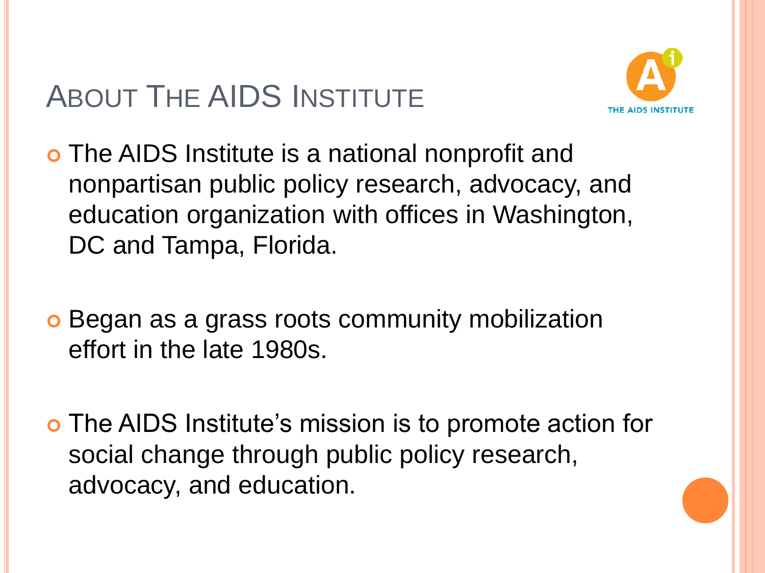# About The AIDS Institute

- The AIDS Institute is a national nonprofit and nonpartisan public policy research, advocacy, and education organization with offices in Washington, DC and Tampa, Florida.
- Began as a grass roots community mobilization effort in the late 1980s.
- The AIDS Institute's mission is to promote action for social change through public policy research, advocacy, and education.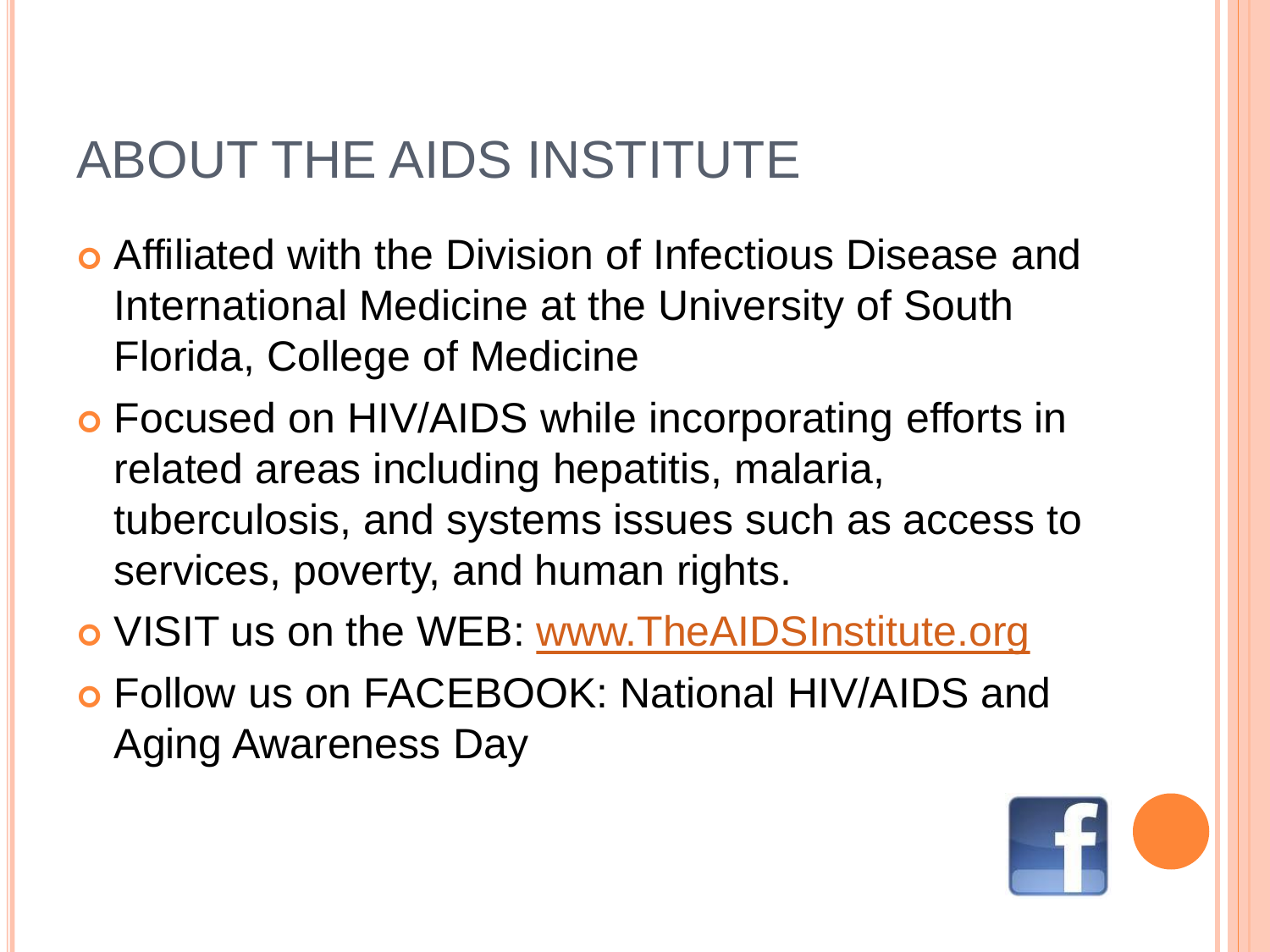# ABOUT THE AIDS INSTITUTE

- Affiliated with the Division of Infectious Disease and International Medicine at the University of South Florida, College of Medicine
- Focused on HIV/AIDS while incorporating efforts in related areas including hepatitis, malaria, tuberculosis, and systems issues such as access to services, poverty, and human rights.
- VISIT us on the WEB: www.TheAIDSInstitute.org
- Follow us on FACEBOOK: National HIV/AIDS and Aging Awareness Day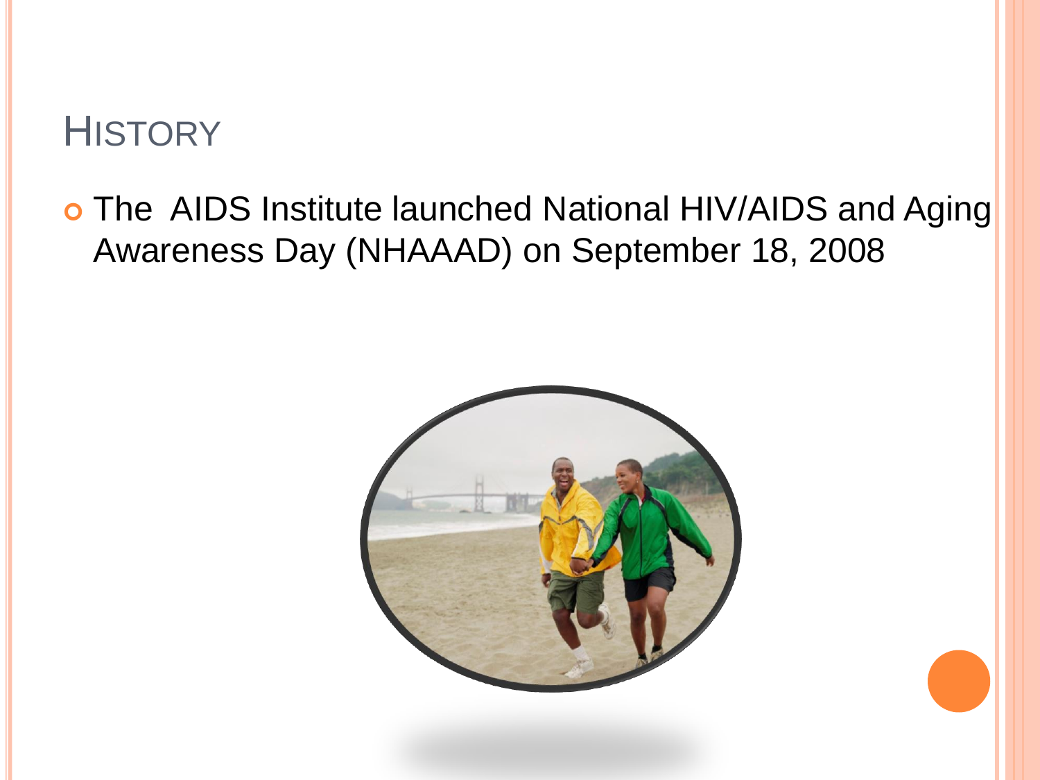# History

- The AIDS Institute launched National HIV/AIDS and Aging Awareness Day (NHAAAD) on September 18, 2008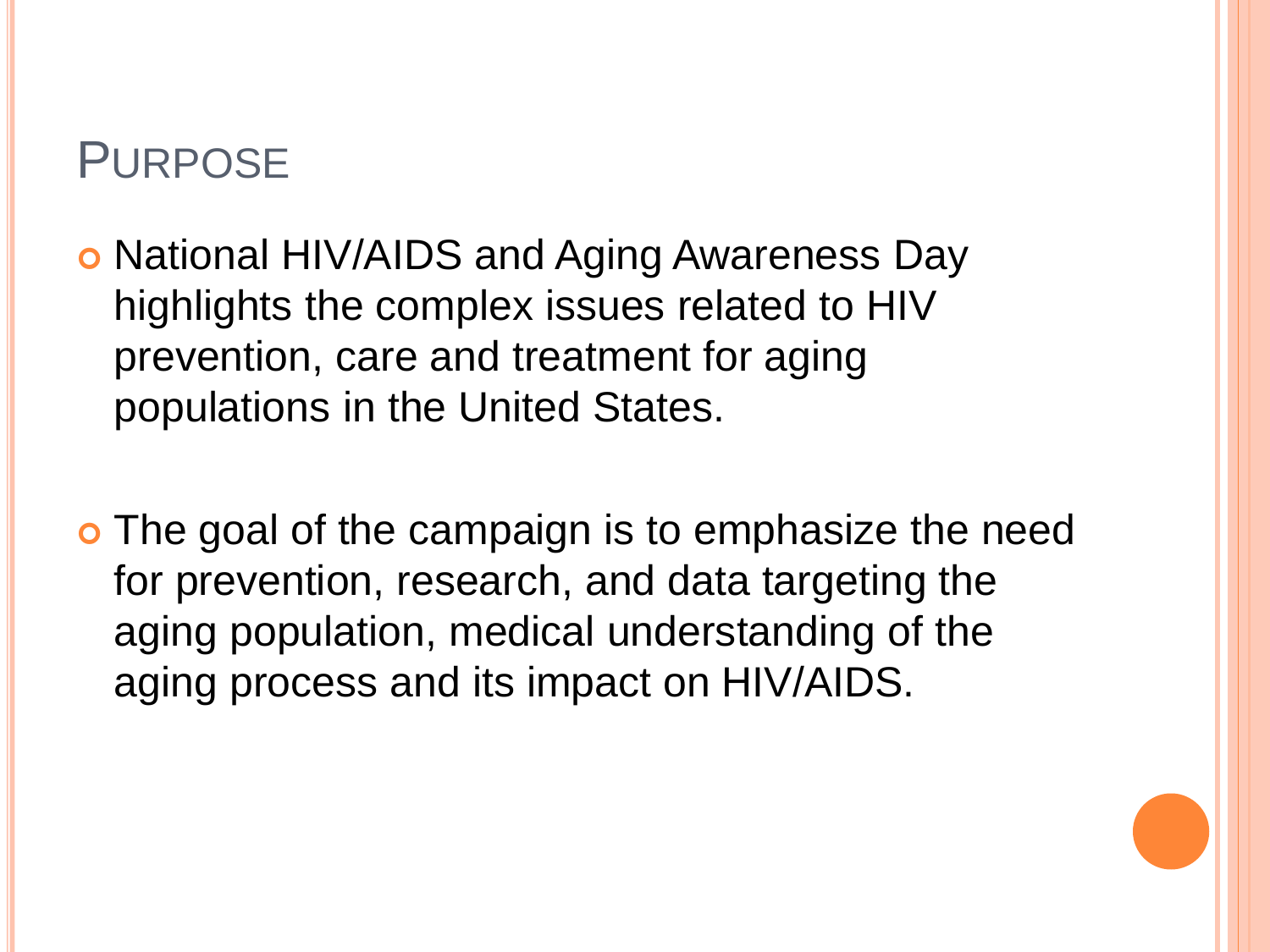# Purpose

- National HIV/AIDS and Aging Awareness Day highlights the complex issues related to HIV prevention, care and treatment for aging populations in the United States.

- The goal of the campaign is to emphasize the need for prevention, research, and data targeting the aging population, medical understanding of the aging process and its impact on HIV/AIDS.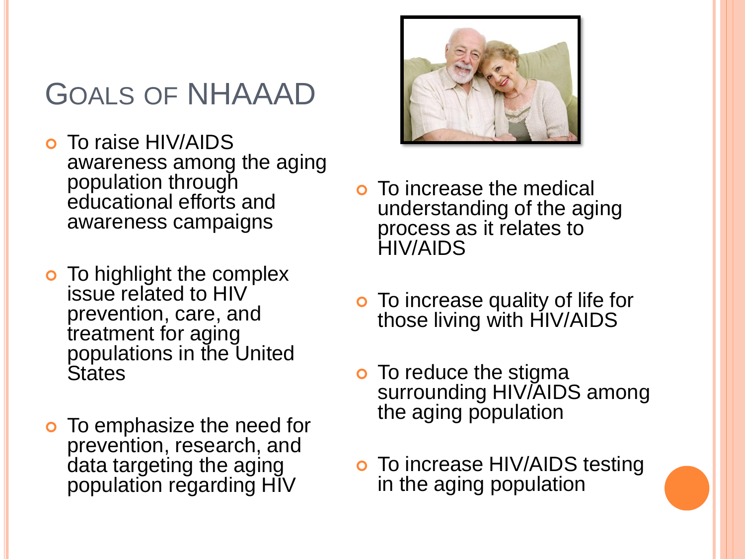# Goals of NHAAAD

- To raise HIV/AIDS awareness among the aging population through educational efforts and awareness campaigns
- To highlight the complex issue related to HIV prevention, care, and treatment for aging populations in the United States
- To emphasize the need for prevention, research, and data targeting the aging population regarding HIV
- To increase the medical understanding of the aging process as it relates to HIV/AIDS
- To increase quality of life for those living with HIV/AIDS
- To reduce the stigma surrounding HIV/AIDS among the aging population
- To increase HIV/AIDS testing in the aging population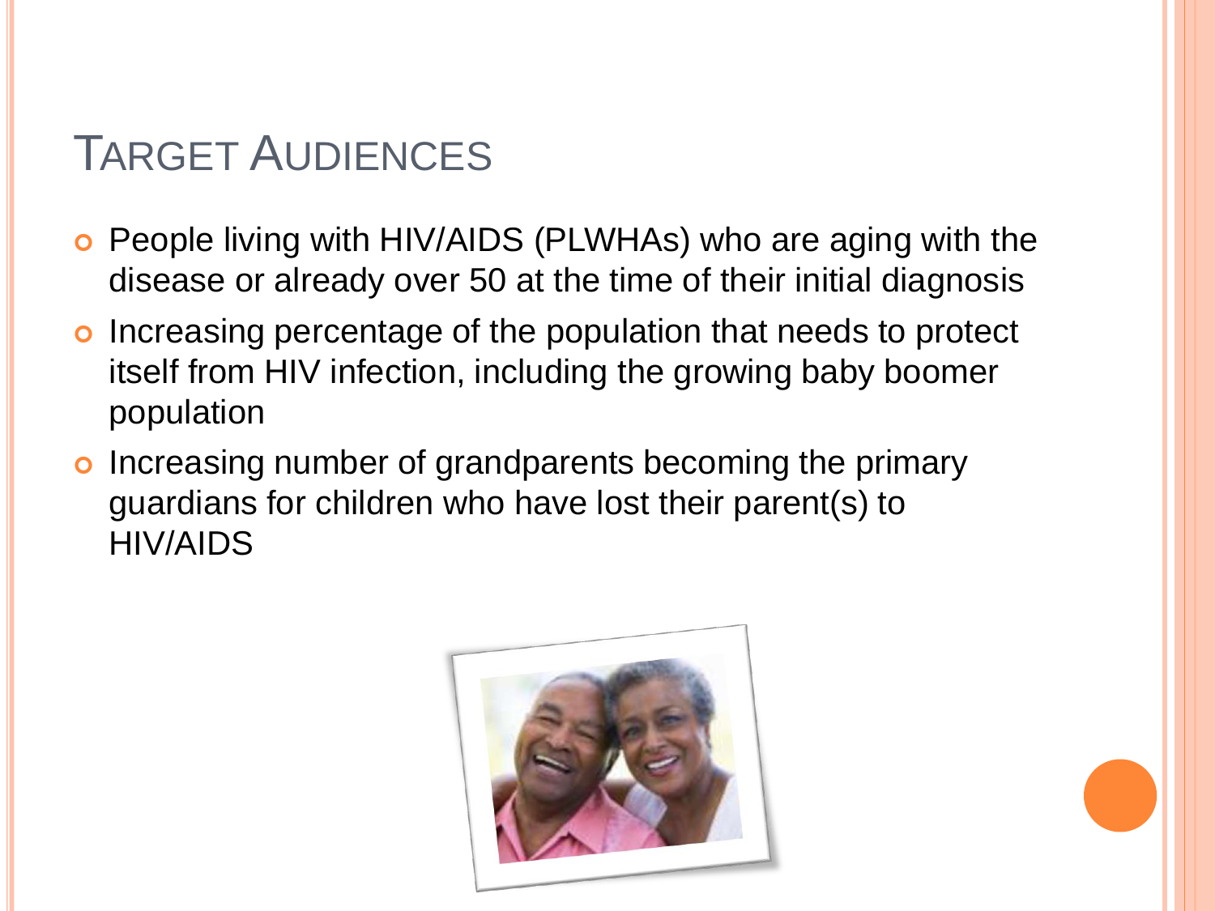# Target Audiences

- People living with HIV/AIDS (PLWHAs) who are aging with the disease or already over 50 at the time of their initial diagnosis
- Increasing percentage of the population that needs to protect itself from HIV infection, including the growing baby boomer population
- Increasing number of grandparents becoming the primary guardians for children who have lost their parent(s) to HIV/AIDS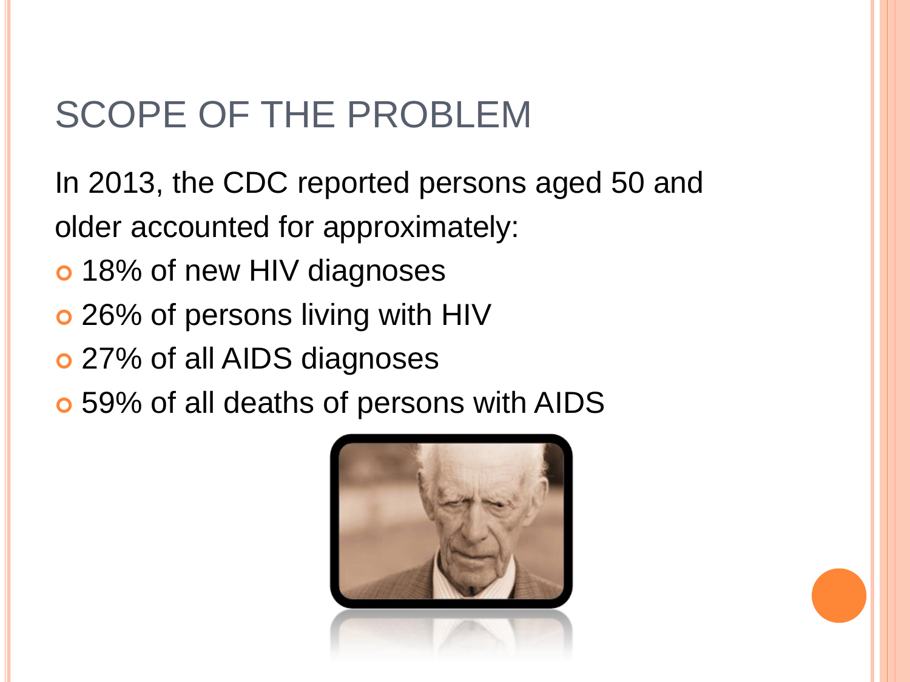# SCOPE OF THE PROBLEM

In 2013, the CDC reported persons aged 50 and older accounted for approximately:

- 18% of new HIV diagnoses
- 26% of persons living with HIV
- 27% of all AIDS diagnoses
- 59% of all deaths of persons with AIDS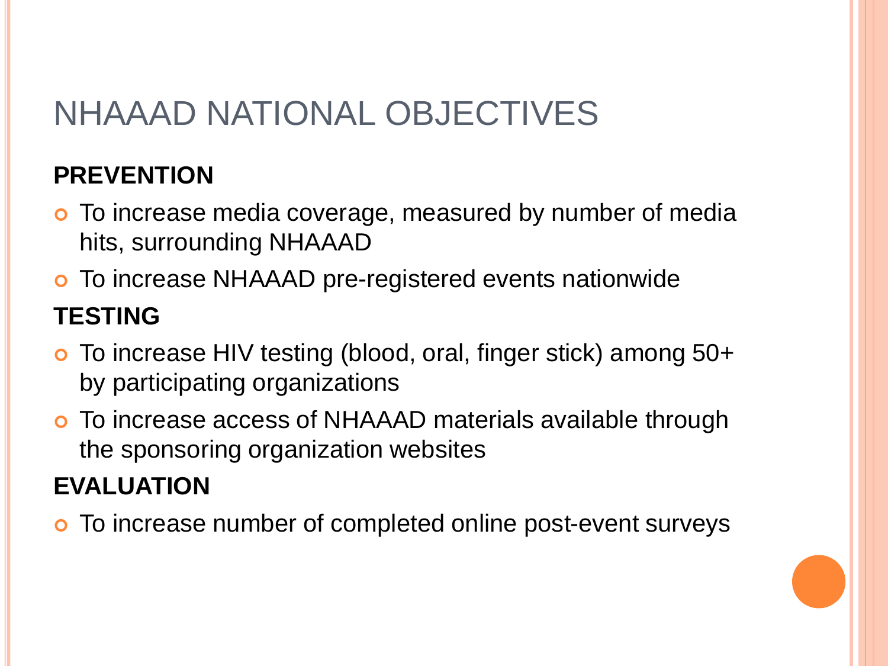# NHAAAD NATIONAL OBJECTIVES

**PREVENTION**

- To increase media coverage, measured by number of media hits, surrounding NHAAAD
- To increase NHAAAD pre-registered events nationwide

**TESTING**

- To increase HIV testing (blood, oral, finger stick) among 50+ by participating organizations
- To increase access of NHAAAD materials available through the sponsoring organization websites

**EVALUATION**

- To increase number of completed online post-event surveys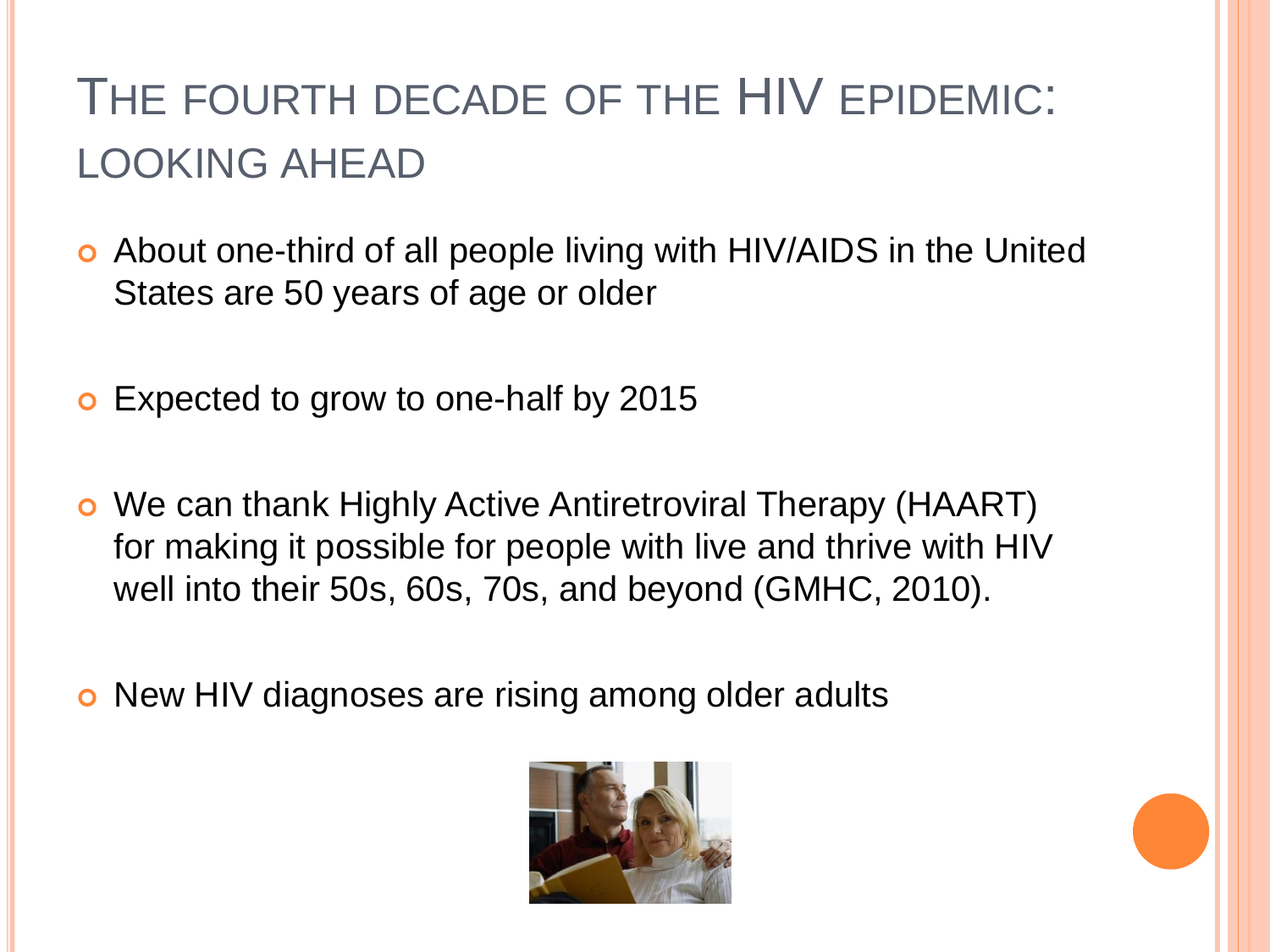# The Fourth Decade of the HIV Epidemic: Looking Ahead

- About one-third of all people living with HIV/AIDS in the United States are 50 years of age or older
- Expected to grow to one-half by 2015
- We can thank Highly Active Antiretroviral Therapy (HAART) for making it possible for people with live and thrive with HIV well into their 50s, 60s, 70s, and beyond (GMHC, 2010).
- New HIV diagnoses are rising among older adults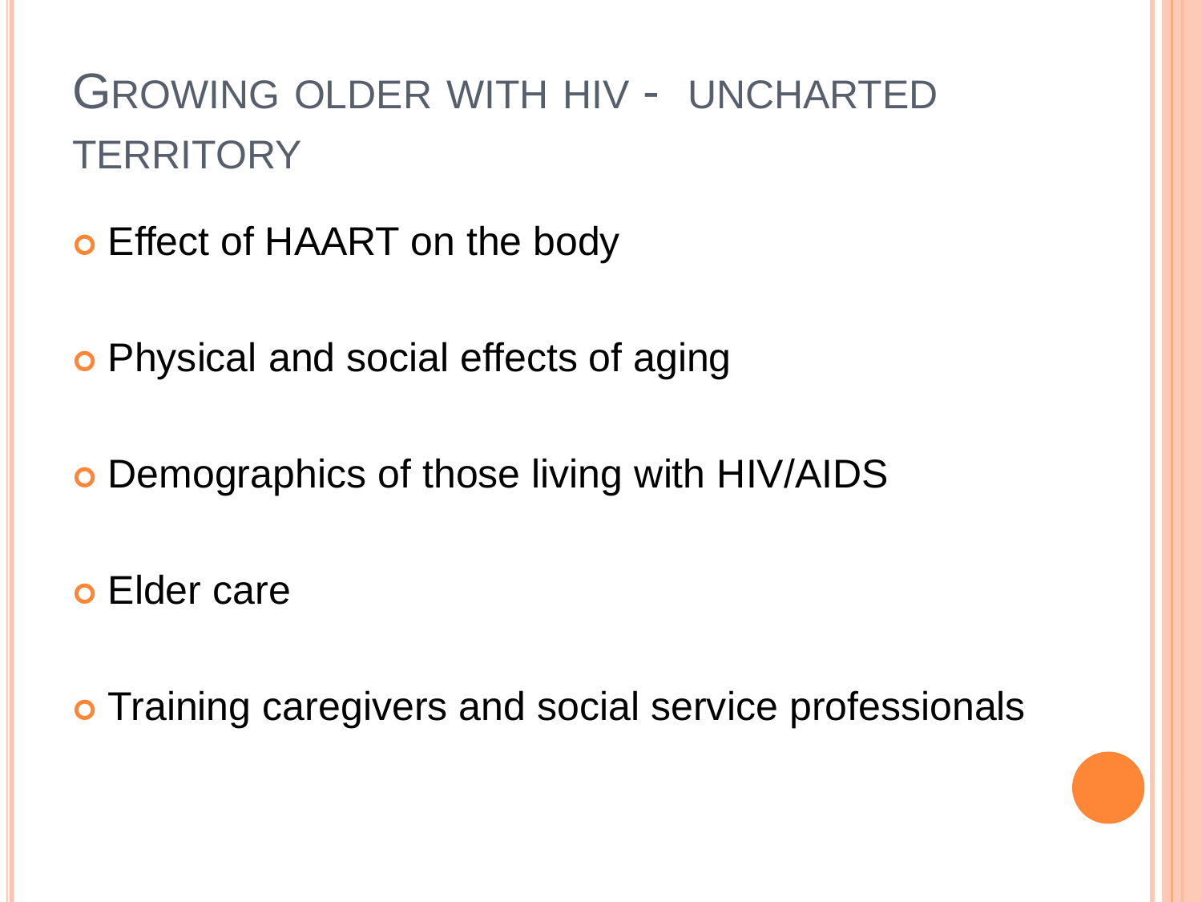# Growing older with HIV - uncharted territory

- Effect of HAART on the body
- Physical and social effects of aging
- Demographics of those living with HIV/AIDS
- Elder care
- Training caregivers and social service professionals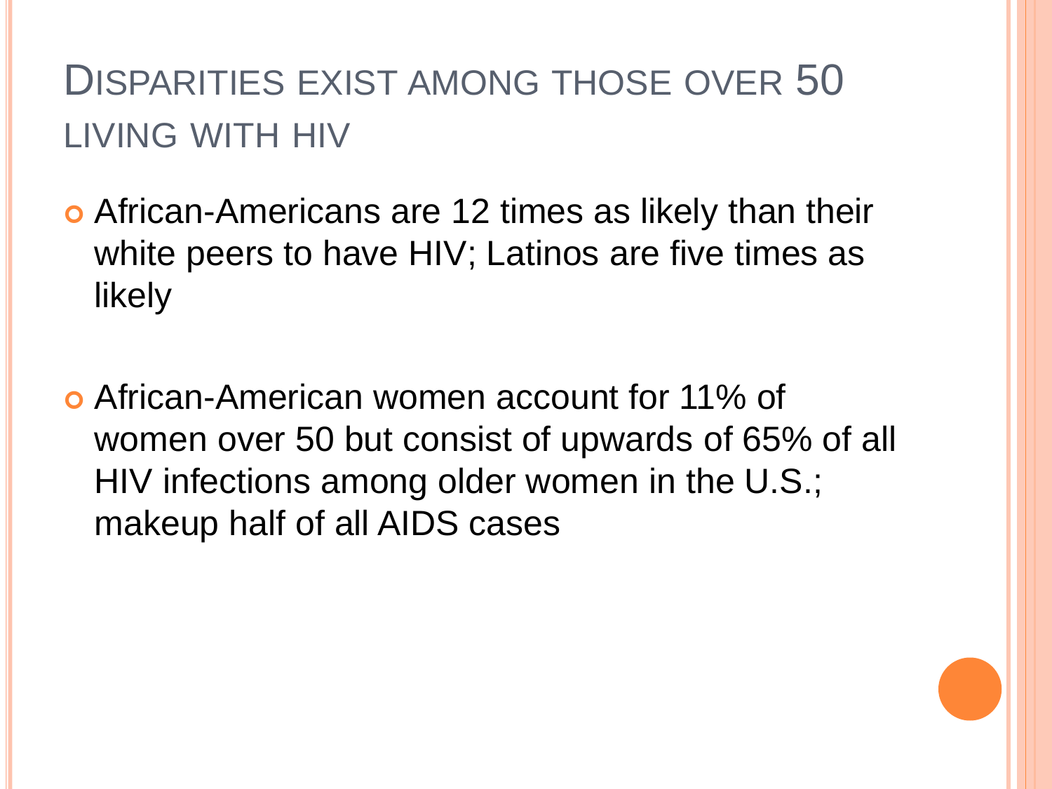# Disparities exist among those over 50 living with HIV

- African-Americans are 12 times as likely than their white peers to have HIV; Latinos are five times as likely
- African-American women account for 11% of women over 50 but consist of upwards of 65% of all HIV infections among older women in the U.S.; makeup half of all AIDS cases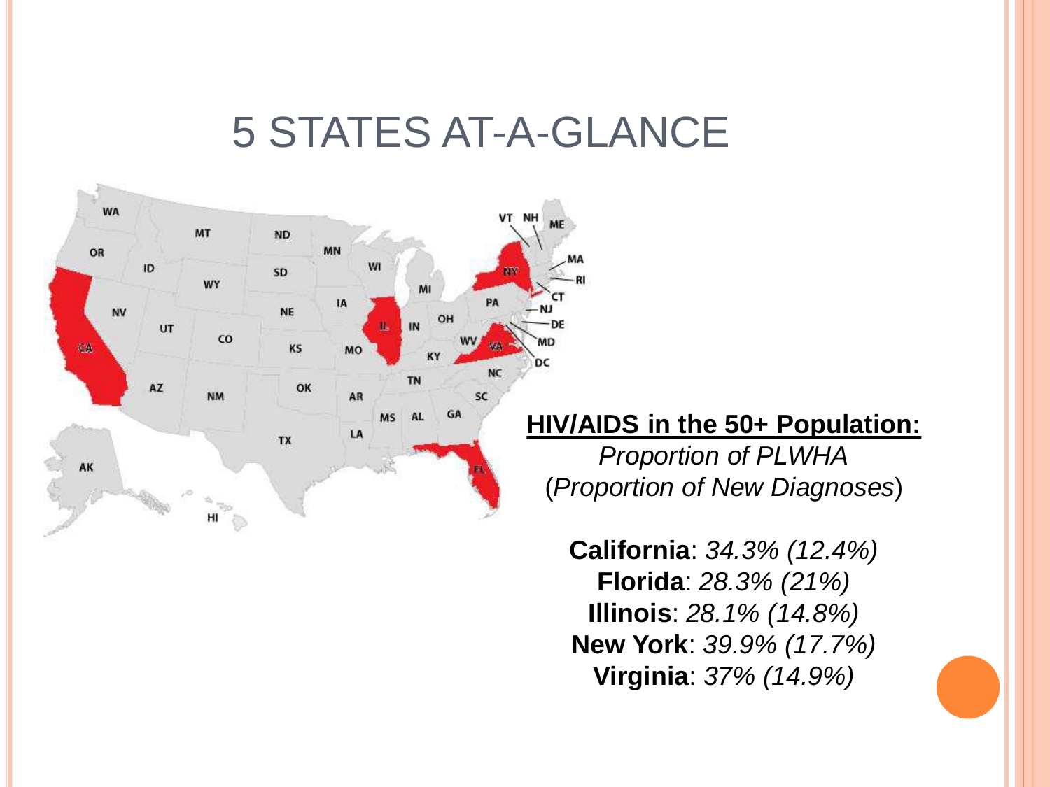# 5 STATES AT-A-GLANCE

**HIV/AIDS in the 50+ Population:**

*Proportion of PLWHA*
(*Proportion of New Diagnoses*)

**California**: *34.3% (12.4%)*
**Florida**: *28.3% (21%)*
**Illinois**: *28.1% (14.8%)*
**New York**: *39.9% (17.7%)*
**Virginia**: *37% (14.9%)*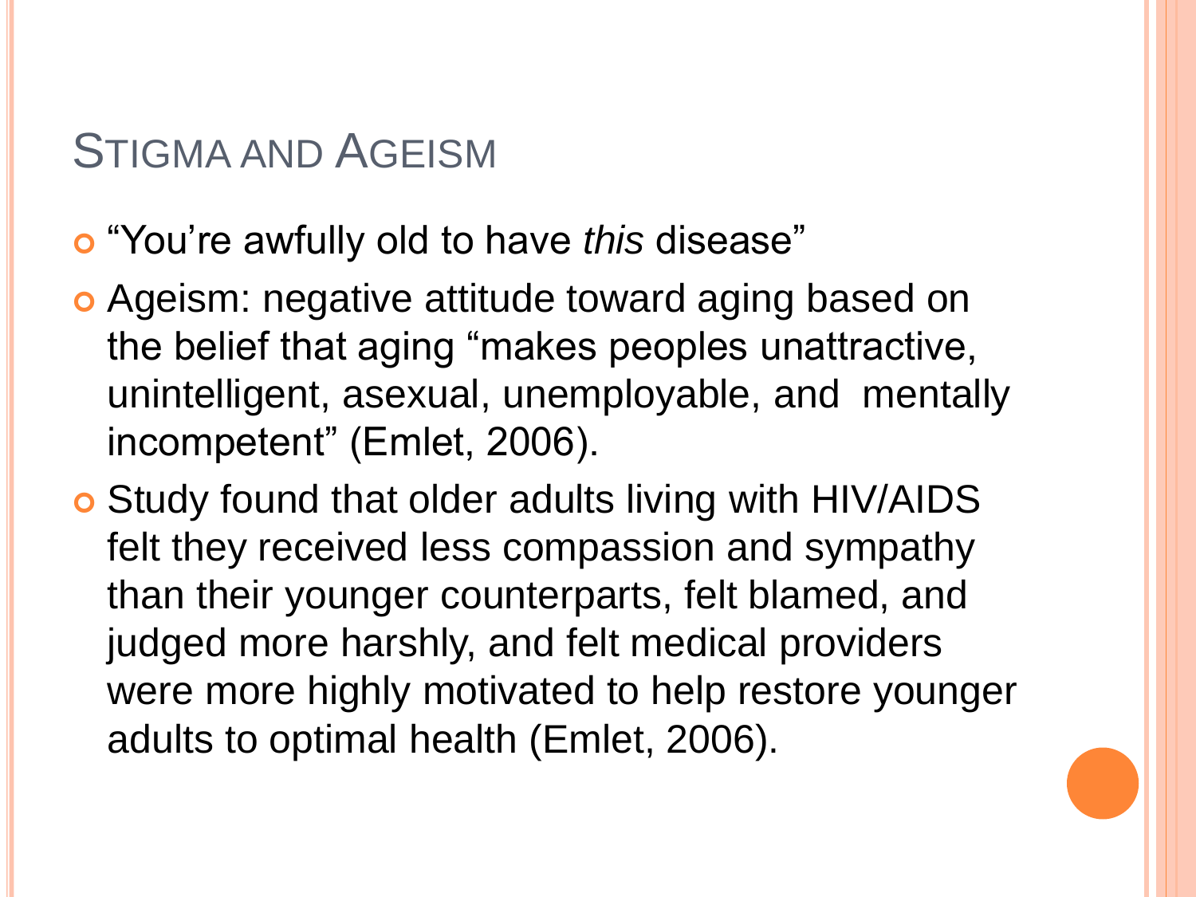## Stigma and Ageism

- "You're awfully old to have *this* disease"
- Ageism: negative attitude toward aging based on the belief that aging "makes peoples unattractive, unintelligent, asexual, unemployable, and mentally incompetent" (Emlet, 2006).
- Study found that older adults living with HIV/AIDS felt they received less compassion and sympathy than their younger counterparts, felt blamed, and judged more harshly, and felt medical providers were more highly motivated to help restore younger adults to optimal health (Emlet, 2006).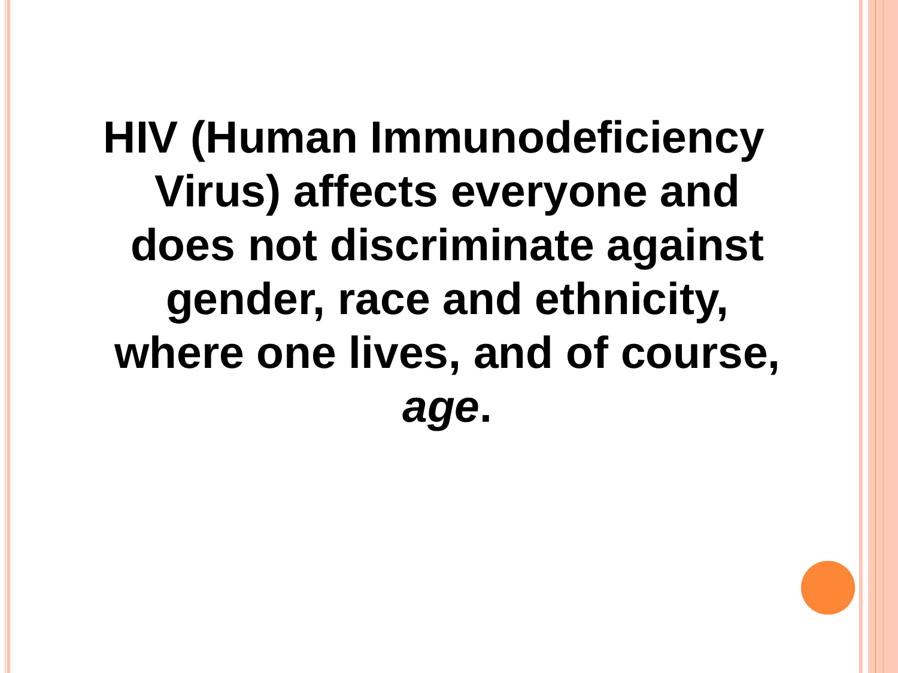**HIV (Human Immunodeficiency Virus) affects everyone and does not discriminate against gender, race and ethnicity, where one lives, and of course, *age*.**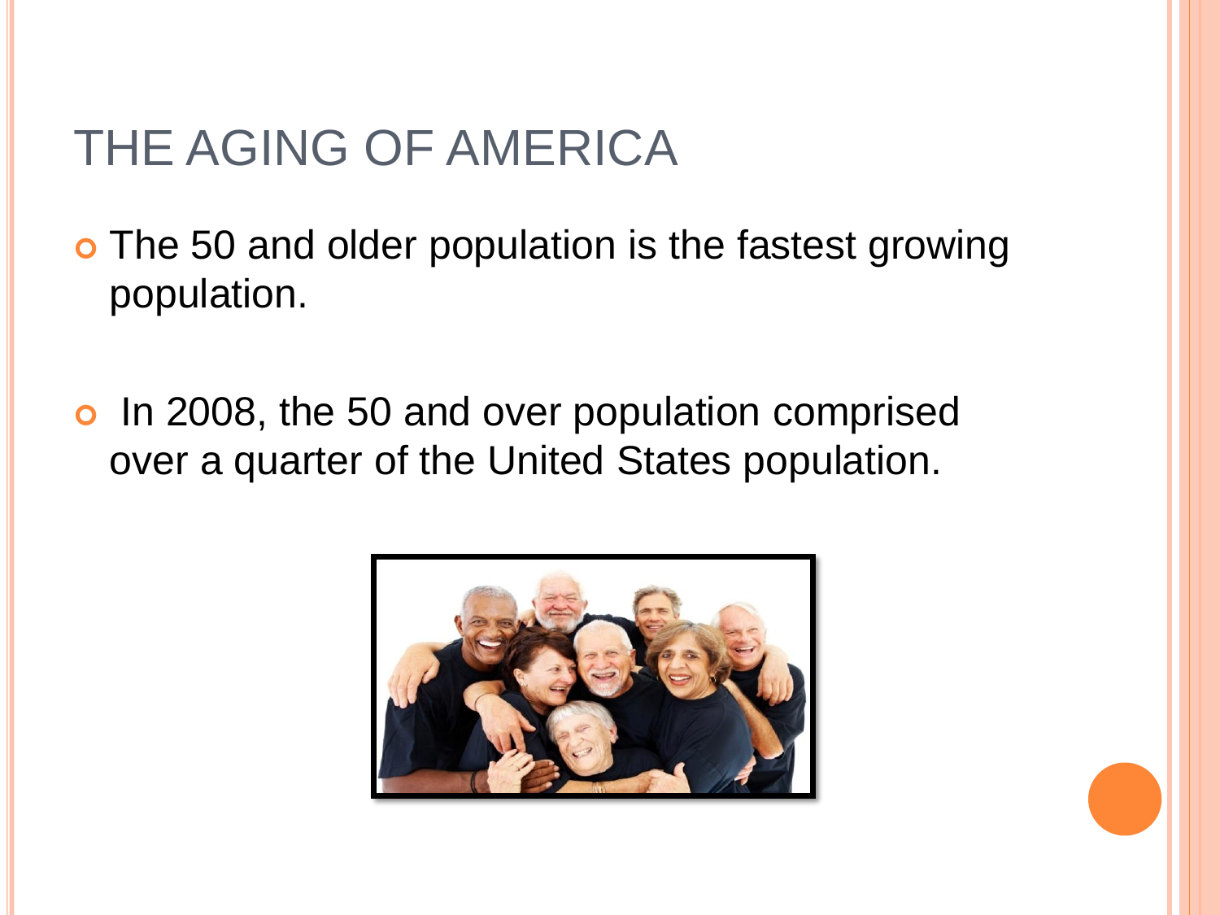# THE AGING OF AMERICA

- The 50 and older population is the fastest growing population.
- In 2008, the 50 and over population comprised over a quarter of the United States population.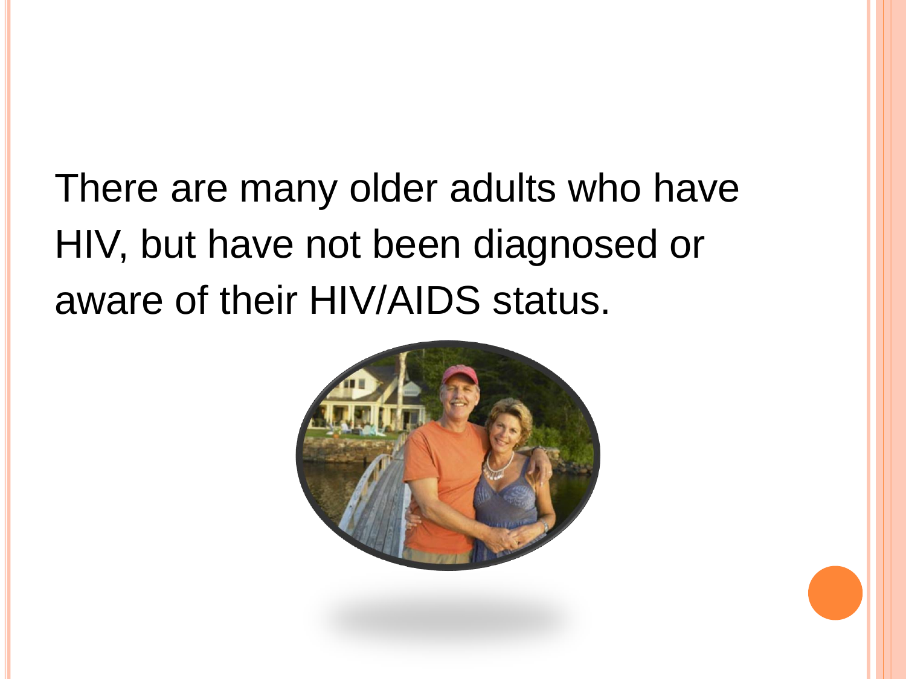There are many older adults who have HIV, but have not been diagnosed or aware of their HIV/AIDS status.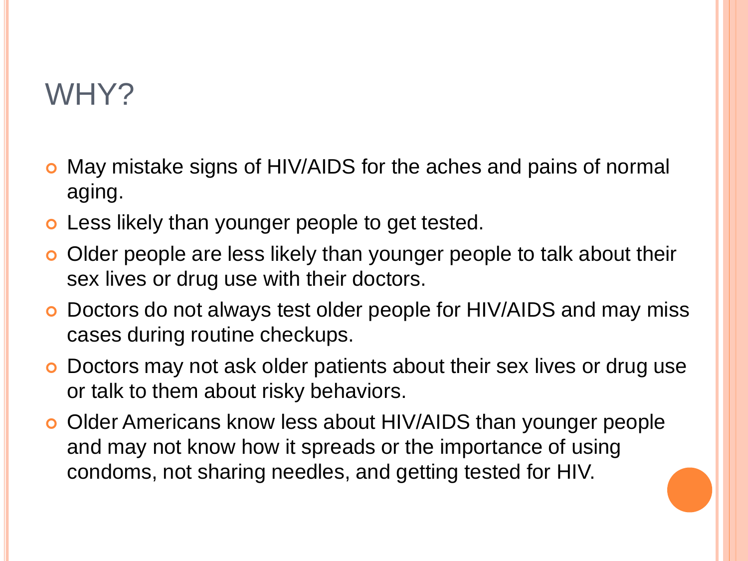# WHY?

- May mistake signs of HIV/AIDS for the aches and pains of normal aging.
- Less likely than younger people to get tested.
- Older people are less likely than younger people to talk about their sex lives or drug use with their doctors.
- Doctors do not always test older people for HIV/AIDS and may miss cases during routine checkups.
- Doctors may not ask older patients about their sex lives or drug use or talk to them about risky behaviors.
- Older Americans know less about HIV/AIDS than younger people and may not know how it spreads or the importance of using condoms, not sharing needles, and getting tested for HIV.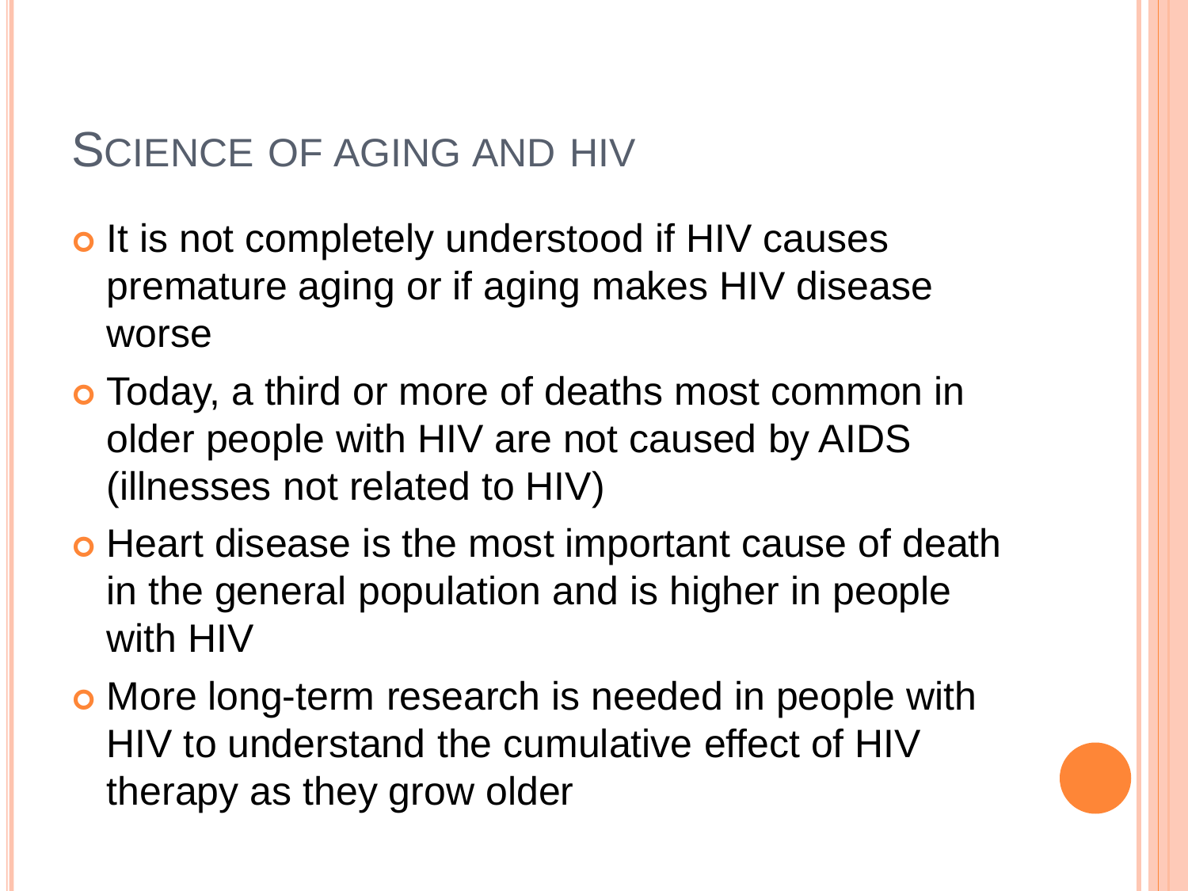# Science of Aging and HIV

- It is not completely understood if HIV causes premature aging or if aging makes HIV disease worse
- Today, a third or more of deaths most common in older people with HIV are not caused by AIDS (illnesses not related to HIV)
- Heart disease is the most important cause of death in the general population and is higher in people with HIV
- More long-term research is needed in people with HIV to understand the cumulative effect of HIV therapy as they grow older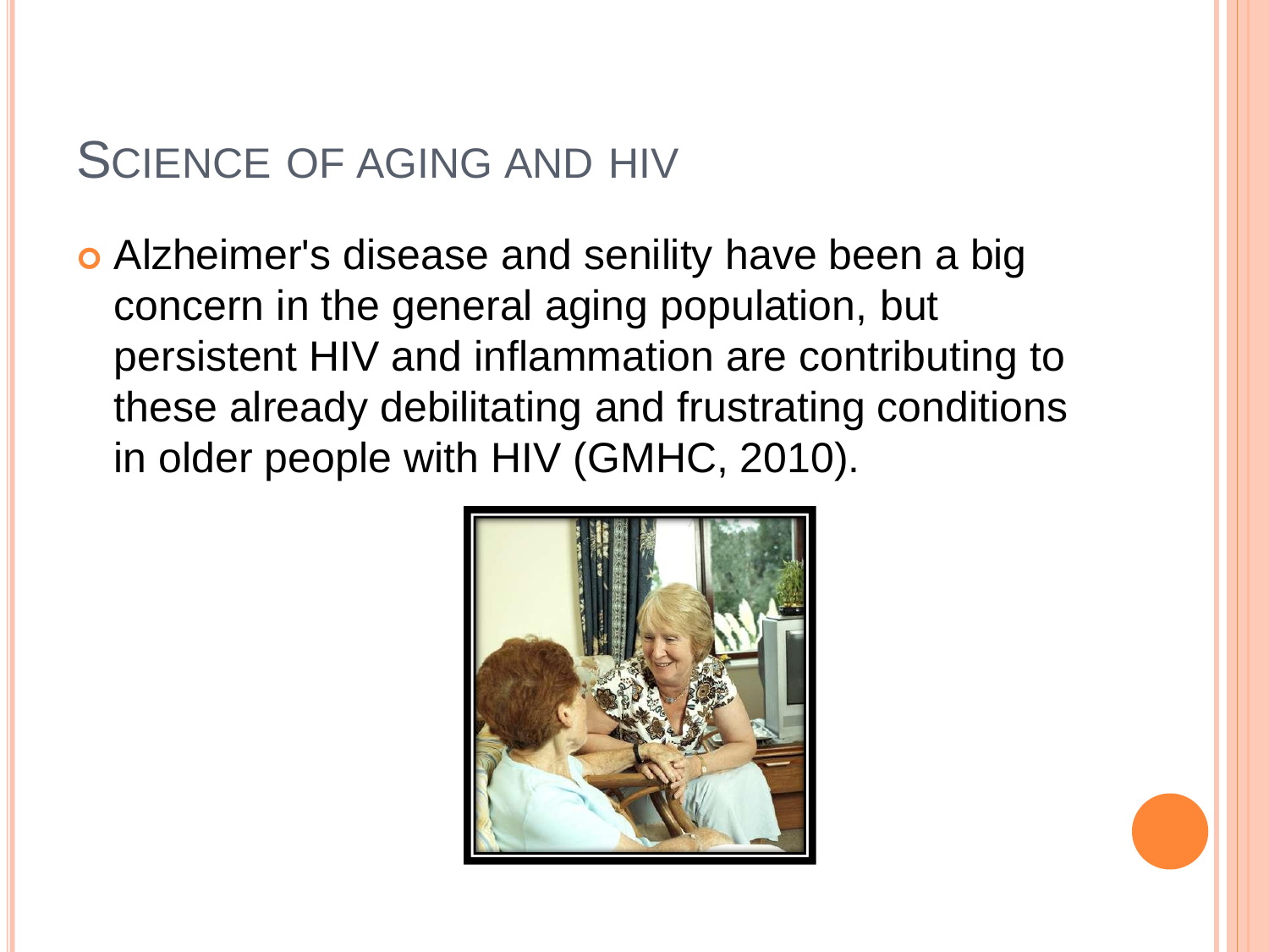# Science of Aging and HIV

- Alzheimer's disease and senility have been a big concern in the general aging population, but persistent HIV and inflammation are contributing to these already debilitating and frustrating conditions in older people with HIV (GMHC, 2010).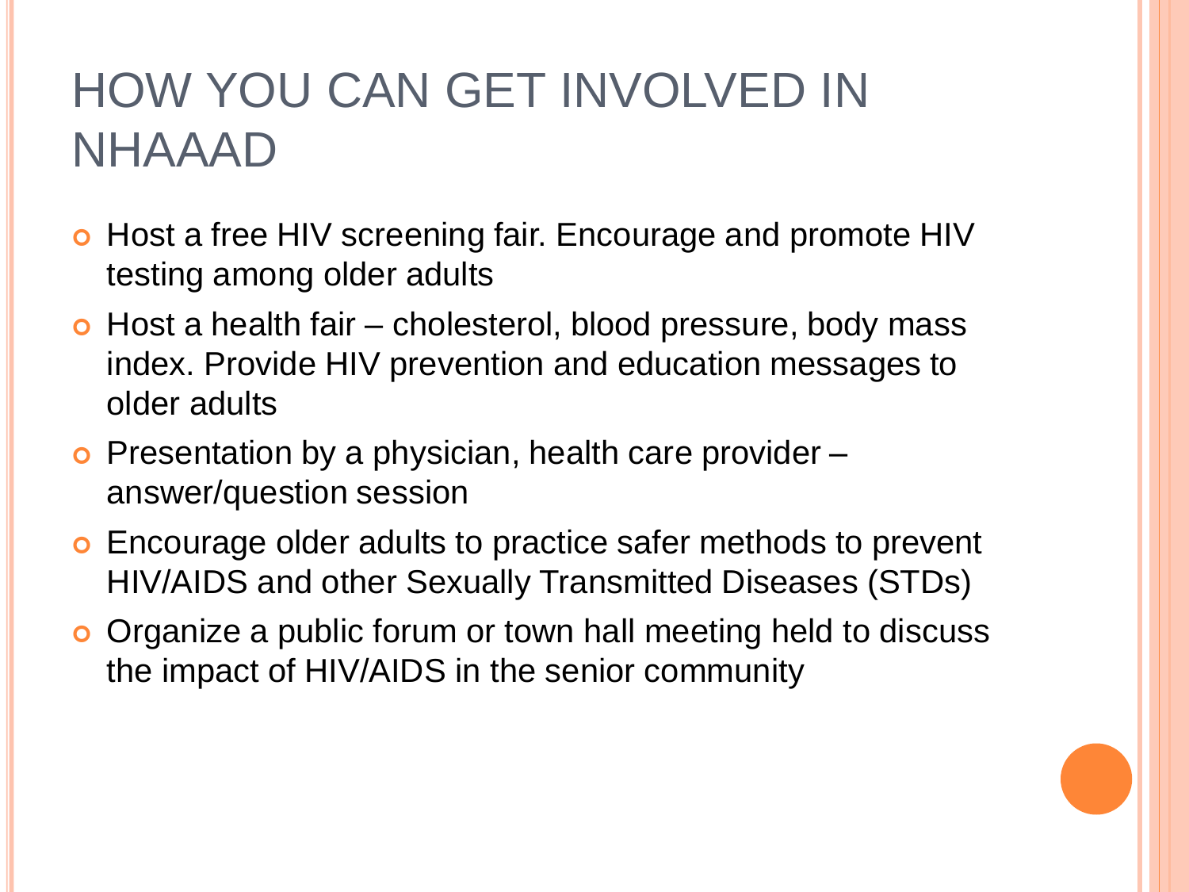# HOW YOU CAN GET INVOLVED IN NHAAAD

- Host a free HIV screening fair. Encourage and promote HIV testing among older adults
- Host a health fair – cholesterol, blood pressure, body mass index. Provide HIV prevention and education messages to older adults
- Presentation by a physician, health care provider – answer/question session
- Encourage older adults to practice safer methods to prevent HIV/AIDS and other Sexually Transmitted Diseases (STDs)
- Organize a public forum or town hall meeting held to discuss the impact of HIV/AIDS in the senior community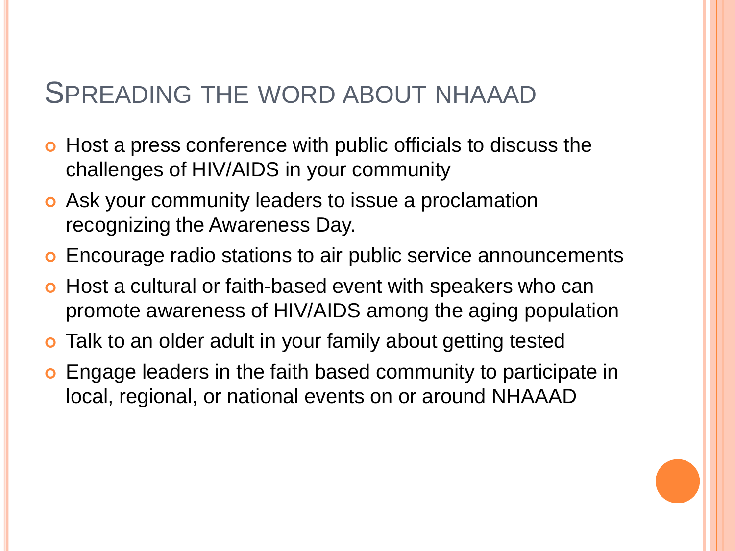## Spreading the word about NHAAAD

- Host a press conference with public officials to discuss the challenges of HIV/AIDS in your community
- Ask your community leaders to issue a proclamation recognizing the Awareness Day.
- Encourage radio stations to air public service announcements
- Host a cultural or faith-based event with speakers who can promote awareness of HIV/AIDS among the aging population
- Talk to an older adult in your family about getting tested
- Engage leaders in the faith based community to participate in local, regional, or national events on or around NHAAAD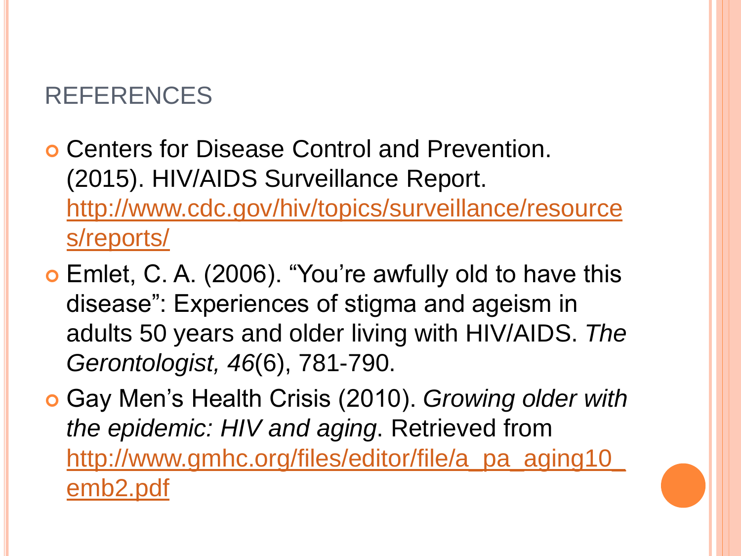# REFERENCES

- Centers for Disease Control and Prevention. (2015). HIV/AIDS Surveillance Report. http://www.cdc.gov/hiv/topics/surveillance/resources/reports/
- Emlet, C. A. (2006). “You’re awfully old to have this disease”: Experiences of stigma and ageism in adults 50 years and older living with HIV/AIDS. *The Gerontologist, 46*(6), 781-790.
- Gay Men’s Health Crisis (2010). *Growing older with the epidemic: HIV and aging*. Retrieved from http://www.gmhc.org/files/editor/file/a_pa_aging10_emb2.pdf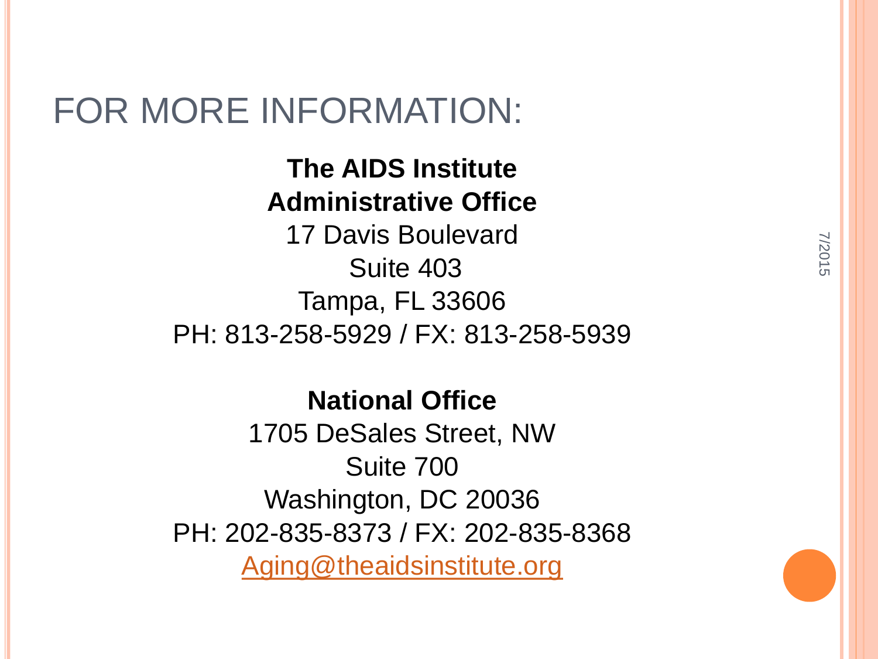# FOR MORE INFORMATION:

**The AIDS Institute**
**Administrative Office**
17 Davis Boulevard
Suite 403
Tampa, FL 33606
PH: 813-258-5929 / FX: 813-258-5939

**National Office**
1705 DeSales Street, NW
Suite 700
Washington, DC 20036
PH: 202-835-8373 / FX: 202-835-8368
Aging@theaidsinstitute.org